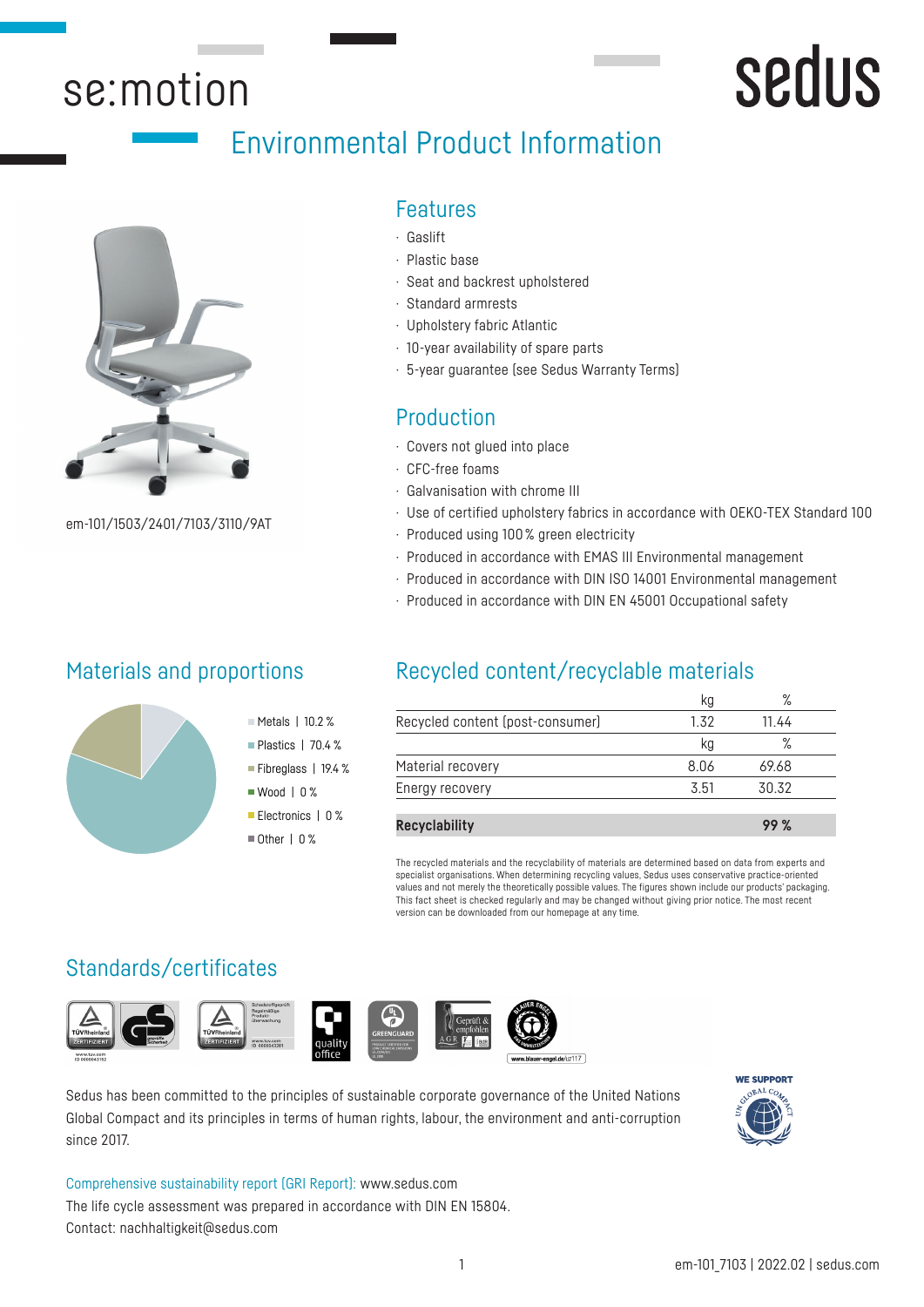# se:motion

sedus

## Environmental Product Information

em-101/1503/2401/7103/3110/9AT

## Features

- Gaslift
- Plastic base
- Seat and backrest upholstered
- Standard armrests
- Upholstery fabric Atlantic
- 10-year availability of spare parts
- 5-year guarantee (see Sedus Warranty Terms)

## Production

- Covers not glued into place
- CFC-free foams
- Galvanisation with chrome III
- Use of certified upholstery fabrics in accordance with OEKO-TEX Standard 100
- Produced using 100 % green electricity
- Produced in accordance with EMAS III Environmental management
- Produced in accordance with DIN ISO 14001 Environmental management
- Produced in accordance with DIN EN 45001 Occupational safety

## Materials and proportions

- Metals | 10.2 %
- Plastics | 70.4 %
- Fibreglass | 19.4 %
- Wood | 0 %
- Electronics | 0 %
- Other | 0 %

## Recycled content/recyclable materials

| | kg | % |
|---|---|---|
| Recycled content (post-consumer) | 1.32 | 11.44 |
| | kg | % |
| Material recovery | 8.06 | 69.68 |
| Energy recovery | 3.51 | 30.32 |
| **Recyclability** | | **99 %** |

The recycled materials and the recyclability of materials are determined based on data from experts and specialist organisations. When determining recycling values, Sedus uses conservative practice-oriented values and not merely the theoretically possible values. The figures shown include our products' packaging. This fact sheet is checked regularly and may be changed without giving prior notice. The most recent version can be downloaded from our homepage at any time.

## Standards/certificates

Sedus has been committed to the principles of sustainable corporate governance of the United Nations Global Compact and its principles in terms of human rights, labour, the environment and anti-corruption since 2017.

Comprehensive sustainability report (GRI Report): www.sedus.com
The life cycle assessment was prepared in accordance with DIN EN 15804.
Contact: nachhaltigkeit@sedus.com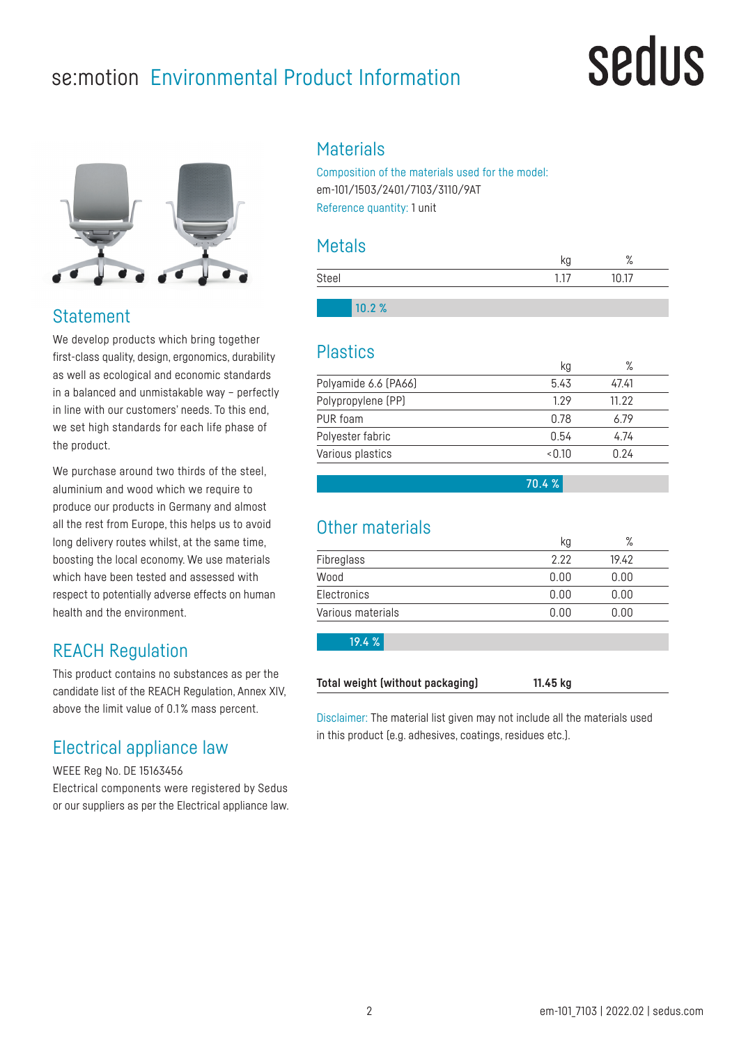# se:motion Environmental Product Information

## Statement

We develop products which bring together first-class quality, design, ergonomics, durability as well as ecological and economic standards in a balanced and unmistakable way – perfectly in line with our customers' needs. To this end, we set high standards for each life phase of the product.

We purchase around two thirds of the steel, aluminium and wood which we require to produce our products in Germany and almost all the rest from Europe, this helps us to avoid long delivery routes whilst, at the same time, boosting the local economy. We use materials which have been tested and assessed with respect to potentially adverse effects on human health and the environment.

## REACH Regulation

This product contains no substances as per the candidate list of the REACH Regulation, Annex XIV, above the limit value of 0.1 % mass percent.

## Electrical appliance law

WEEE Reg No. DE 15163456
Electrical components were registered by Sedus or our suppliers as per the Electrical appliance law.

## Materials

Composition of the materials used for the model:
em-101/1503/2401/7103/3110/9AT
Reference quantity: 1 unit

## Metals

| | kg | % |
|---|---|---|
| Steel | 1.17 | 10.17 |

10.2 %

## Plastics

| | kg | % |
|---|---|---|
| Polyamide 6.6 (PA66) | 5.43 | 47.41 |
| Polypropylene (PP) | 1.29 | 11.22 |
| PUR foam | 0.78 | 6.79 |
| Polyester fabric | 0.54 | 4.74 |
| Various plastics | <0.10 | 0.24 |

70.4 %

## Other materials

| | kg | % |
|---|---|---|
| Fibreglass | 2.22 | 19.42 |
| Wood | 0.00 | 0.00 |
| Electronics | 0.00 | 0.00 |
| Various materials | 0.00 | 0.00 |

19.4 %

| **Total weight (without packaging)** | **11.45 kg** |
|---|---|

Disclaimer: The material list given may not include all the materials used in this product (e.g. adhesives, coatings, residues etc.).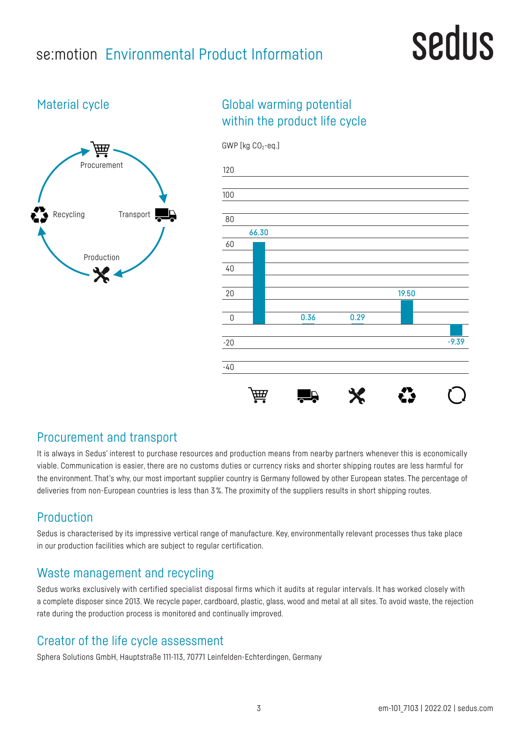# se:motion Environmental Product Information

sedus

## Material cycle

Procurement

Transport

Production

Recycling

## Global warming potential within the product life cycle

GWP [kg $CO_2$-eq.]

| Stage | GWP [kg $CO_2$-eq.] |
|---|---|
| Procurement | 66.30 |
| Transport | 0.36 |
| Production | 0.29 |
| Recycling | 19.50 |
| Total life cycle | -9.39 |

## Procurement and transport

It is always in Sedus' interest to purchase resources and production means from nearby partners whenever this is economically viable. Communication is easier, there are no customs duties or currency risks and shorter shipping routes are less harmful for the environment. That's why, our most important supplier country is Germany followed by other European states. The percentage of deliveries from non-European countries is less than 3 %. The proximity of the suppliers results in short shipping routes.

## Production

Sedus is characterised by its impressive vertical range of manufacture. Key, environmentally relevant processes thus take place in our production facilities which are subject to regular certification.

## Waste management and recycling

Sedus works exclusively with certified specialist disposal firms which it audits at regular intervals. It has worked closely with a complete disposer since 2013. We recycle paper, cardboard, plastic, glass, wood and metal at all sites. To avoid waste, the rejection rate during the production process is monitored and continually improved.

## Creator of the life cycle assessment

Sphera Solutions GmbH, Hauptstraße 111-113, 70771 Leinfelden-Echterdingen, Germany

em-101_7103 | 2022.02 | sedus.com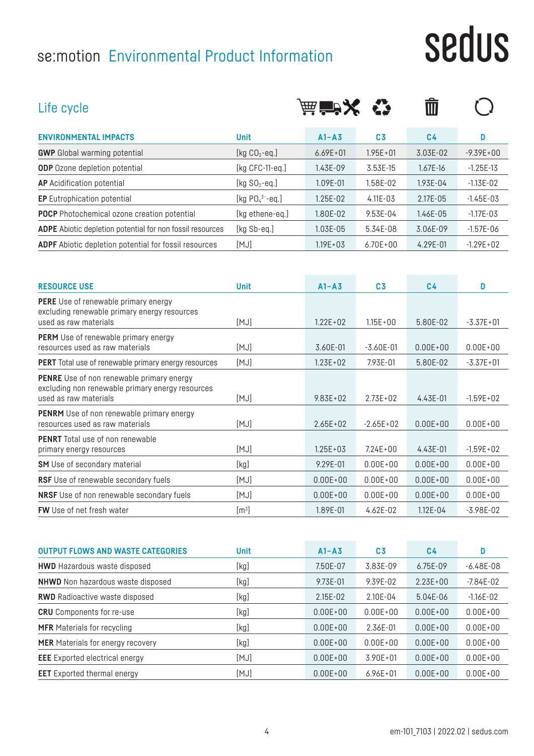# se:motion Environmental Product Information

sedus

## Life cycle

| ENVIRONMENTAL IMPACTS | Unit | A1–A3 | C3 | C4 | D |
|---|---|---|---|---|---|
| **GWP** Global warming potential | [kg $CO_2$-eq.] | 6.69E+01 | 1.95E+01 | 3.03E-02 | -9.39E+00 |
| **ODP** Ozone depletion potential | [kg CFC-11-eq.] | 1.43E-09 | 3.53E-15 | 1.67E-16 | -1.25E-13 |
| **AP** Acidification potential | [kg $SO_2$-eq.] | 1.09E-01 | 1.58E-02 | 1.93E-04 | -1.13E-02 |
| **EP** Eutrophication potential | [kg $PO_4^{3-}$-eq.] | 1.25E-02 | 4.11E-03 | 2.17E-05 | -1.45E-03 |
| **POCP** Photochemical ozone creation potential | [kg ethene-eq.] | 1.80E-02 | 9.53E-04 | 1.46E-05 | -1.17E-03 |
| **ADPE** Abiotic depletion potential for non fossil resources | [kg Sb-eq.] | 1.03E-05 | 5.34E-08 | 3.06E-09 | -1.57E-06 |
| **ADPF** Abiotic depletion potential for fossil resources | [MJ] | 1.19E+03 | 6.70E+00 | 4.29E-01 | -1.29E+02 |

| RESOURCE USE | Unit | A1–A3 | C3 | C4 | D |
|---|---|---|---|---|---|
| **PERE** Use of renewable primary energy excluding renewable primary energy resources used as raw materials | [MJ] | 1.22E+02 | 1.15E+00 | 5.80E-02 | -3.37E+01 |
| **PERM** Use of renewable primary energy resources used as raw materials | [MJ] | 3.60E-01 | -3.60E-01 | 0.00E+00 | 0.00E+00 |
| **PERT** Total use of renewable primary energy resources | [MJ] | 1.23E+02 | 7.93E-01 | 5.80E-02 | -3.37E+01 |
| **PENRE** Use of non renewable primary energy excluding non renewable primary energy resources used as raw materials | [MJ] | 9.83E+02 | 2.73E+02 | 4.43E-01 | -1.59E+02 |
| **PENRM** Use of non renewable primary energy resources used as raw materials | [MJ] | 2.65E+02 | -2.65E+02 | 0.00E+00 | 0.00E+00 |
| **PENRT** Total use of non renewable primary energy resources | [MJ] | 1.25E+03 | 7.24E+00 | 4.43E-01 | -1.59E+02 |
| **SM** Use of secondary material | [kg] | 9.29E-01 | 0.00E+00 | 0.00E+00 | 0.00E+00 |
| **RSF** Use of renewable secondary fuels | [MJ] | 0.00E+00 | 0.00E+00 | 0.00E+00 | 0.00E+00 |
| **NRSF** Use of non renewable secondary fuels | [MJ] | 0.00E+00 | 0.00E+00 | 0.00E+00 | 0.00E+00 |
| **FW** Use of net fresh water | [$m^3$] | 1.89E-01 | 4.62E-02 | 1.12E-04 | -3.98E-02 |

| OUTPUT FLOWS AND WASTE CATEGORIES | Unit | A1–A3 | C3 | C4 | D |
|---|---|---|---|---|---|
| **HWD** Hazardous waste disposed | [kg] | 7.50E-07 | 3.83E-09 | 6.75E-09 | -6.48E-08 |
| **NHWD** Non hazardous waste disposed | [kg] | 9.73E-01 | 9.39E-02 | 2.23E+00 | -7.84E-02 |
| **RWD** Radioactive waste disposed | [kg] | 2.15E-02 | 2.10E-04 | 5.04E-06 | -1.16E-02 |
| **CRU** Components for re-use | [kg] | 0.00E+00 | 0.00E+00 | 0.00E+00 | 0.00E+00 |
| **MFR** Materials for recycling | [kg] | 0.00E+00 | 2.36E-01 | 0.00E+00 | 0.00E+00 |
| **MER** Materials for energy recovery | [kg] | 0.00E+00 | 0.00E+00 | 0.00E+00 | 0.00E+00 |
| **EEE** Exported electrical energy | [MJ] | 0.00E+00 | 3.90E+01 | 0.00E+00 | 0.00E+00 |
| **EET** Exported thermal energy | [MJ] | 0.00E+00 | 6.96E+01 | 0.00E+00 | 0.00E+00 |

em-101_7103 | 2022.02 | sedus.com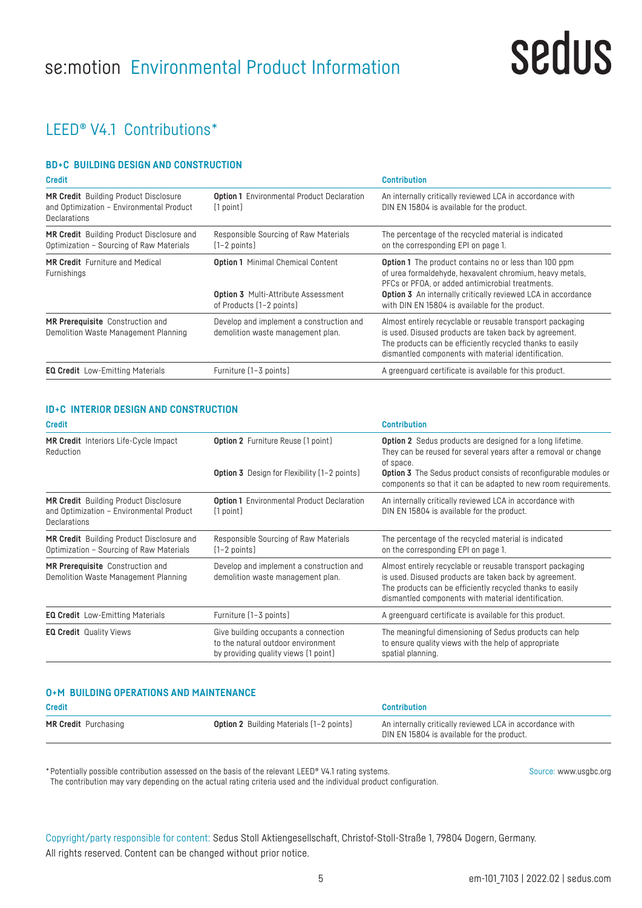# se:motion Environmental Product Information

## LEED® V4.1 Contributions*

### BD+C BUILDING DESIGN AND CONSTRUCTION

| Credit | | Contribution |
|---|---|---|
| **MR Credit** Building Product Disclosure and Optimization – Environmental Product Declarations | **Option 1** Environmental Product Declaration (1 point) | An internally critically reviewed LCA in accordance with DIN EN 15804 is available for the product. |
| **MR Credit** Building Product Disclosure and Optimization – Sourcing of Raw Materials | Responsible Sourcing of Raw Materials (1–2 points) | The percentage of the recycled material is indicated on the corresponding EPI on page 1. |
| **MR Credit** Furniture and Medical Furnishings | **Option 1** Minimal Chemical Content<br><br>**Option 3** Multi-Attribute Assessment of Products (1–2 points) | **Option 1** The product contains no or less than 100 ppm of urea formaldehyde, hexavalent chromium, heavy metals, PFCs or PFOA, or added antimicrobial treatments.<br>**Option 3** An internally critically reviewed LCA in accordance with DIN EN 15804 is available for the product. |
| **MR Prerequisite** Construction and Demolition Waste Management Planning | Develop and implement a construction and demolition waste management plan. | Almost entirely recyclable or reusable transport packaging is used. Disused products are taken back by agreement. The products can be efficiently recycled thanks to easily dismantled components with material identification. |
| **EQ Credit** Low-Emitting Materials | Furniture (1–3 points) | A greenguard certificate is available for this product. |

### ID+C INTERIOR DESIGN AND CONSTRUCTION

| Credit | | Contribution |
|---|---|---|
| **MR Credit** Interiors Life-Cycle Impact Reduction | **Option 2** Furniture Reuse (1 point)<br><br>**Option 3** Design for Flexibility (1–2 points) | **Option 2** Sedus products are designed for a long lifetime. They can be reused for several years after a removal or change of space.<br>**Option 3** The Sedus product consists of reconfigurable modules or components so that it can be adapted to new room requirements. |
| **MR Credit** Building Product Disclosure and Optimization – Environmental Product Declarations | **Option 1** Environmental Product Declaration (1 point) | An internally critically reviewed LCA in accordance with DIN EN 15804 is available for the product. |
| **MR Credit** Building Product Disclosure and Optimization – Sourcing of Raw Materials | Responsible Sourcing of Raw Materials (1–2 points) | The percentage of the recycled material is indicated on the corresponding EPI on page 1. |
| **MR Prerequisite** Construction and Demolition Waste Management Planning | Develop and implement a construction and demolition waste management plan. | Almost entirely recyclable or reusable transport packaging is used. Disused products are taken back by agreement. The products can be efficiently recycled thanks to easily dismantled components with material identification. |
| **EQ Credit** Low-Emitting Materials | Furniture (1–3 points) | A greenguard certificate is available for this product. |
| **EQ Credit** Quality Views | Give building occupants a connection to the natural outdoor environment by providing quality views (1 point) | The meaningful dimensioning of Sedus products can help to ensure quality views with the help of appropriate spatial planning. |

### O+M BUILDING OPERATIONS AND MAINTENANCE

| Credit | | Contribution |
|---|---|---|
| **MR Credit** Purchasing | **Option 2** Building Materials (1–2 points) | An internally critically reviewed LCA in accordance with DIN EN 15804 is available for the product. |

* Potentially possible contribution assessed on the basis of the relevant LEED® V4.1 rating systems.
The contribution may vary depending on the actual rating criteria used and the individual product configuration.

Source: www.usgbc.org

Copyright/party responsible for content: Sedus Stoll Aktiengesellschaft, Christof-Stoll-Straße 1, 79804 Dogern, Germany.
All rights reserved. Content can be changed without prior notice.

em-101_7103 | 2022.02 | sedus.com